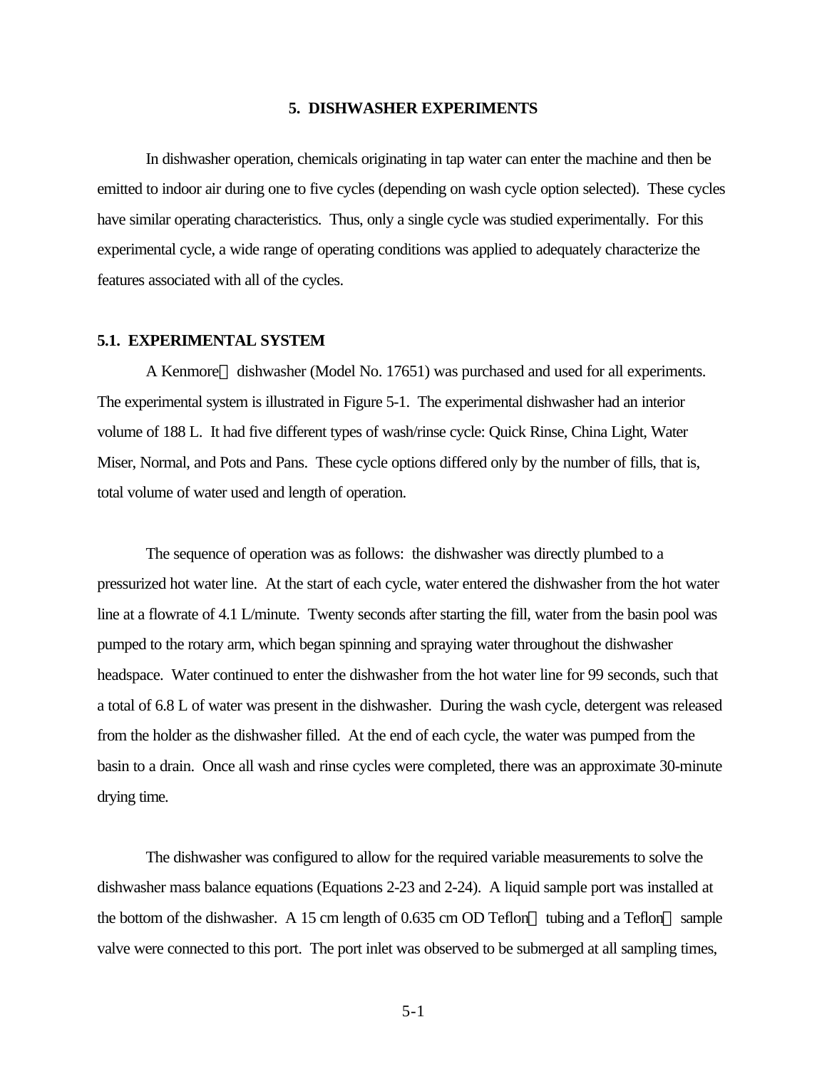# 5. DISHWASHER EXPERIMENTS

In dishwasher operation, chemicals originating in tap water can enter the machine and then be emitted to indoor air during one to five cycles (depending on wash cycle option selected). These cycles have similar operating characteristics. Thus, only a single cycle was studied experimentally. For this experimental cycle, a wide range of operating conditions was applied to adequately characterize the features associated with all of the cycles.

## 5.1. EXPERIMENTAL SYSTEM

A Kenmore® dishwasher (Model No. 17651) was purchased and used for all experiments. The experimental system is illustrated in Figure 5-1. The experimental dishwasher had an interior volume of 188 L. It had five different types of wash/rinse cycle: Quick Rinse, China Light, Water Miser, Normal, and Pots and Pans. These cycle options differed only by the number of fills, that is, total volume of water used and length of operation.

The sequence of operation was as follows: the dishwasher was directly plumbed to a pressurized hot water line. At the start of each cycle, water entered the dishwasher from the hot water line at a flowrate of 4.1 L/minute. Twenty seconds after starting the fill, water from the basin pool was pumped to the rotary arm, which began spinning and spraying water throughout the dishwasher headspace. Water continued to enter the dishwasher from the hot water line for 99 seconds, such that a total of 6.8 L of water was present in the dishwasher. During the wash cycle, detergent was released from the holder as the dishwasher filled. At the end of each cycle, the water was pumped from the basin to a drain. Once all wash and rinse cycles were completed, there was an approximate 30-minute drying time.

The dishwasher was configured to allow for the required variable measurements to solve the dishwasher mass balance equations (Equations 2-23 and 2-24). A liquid sample port was installed at the bottom of the dishwasher. A 15 cm length of 0.635 cm OD Teflon® tubing and a Teflon® sample valve were connected to this port. The port inlet was observed to be submerged at all sampling times,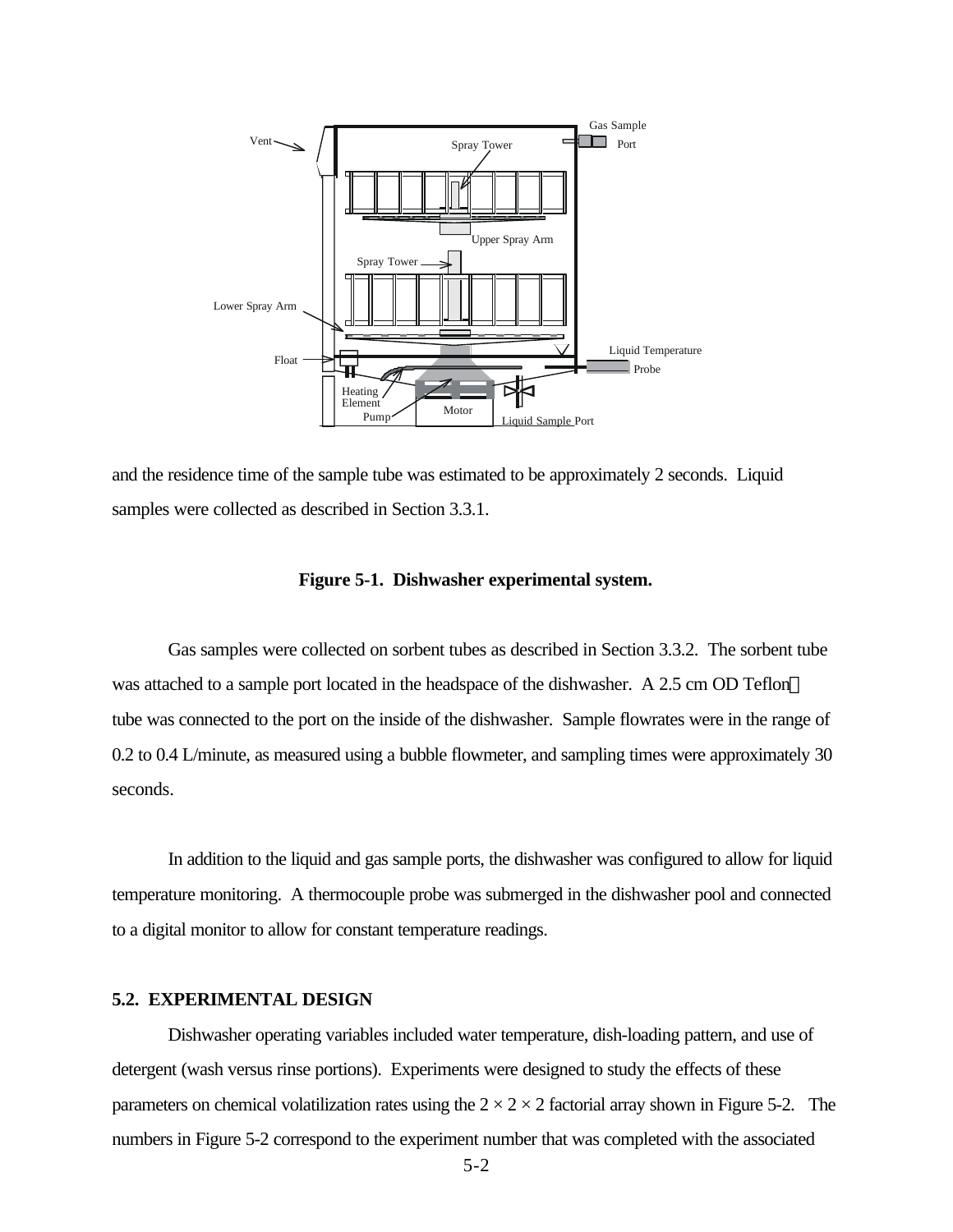and the residence time of the sample tube was estimated to be approximately 2 seconds. Liquid samples were collected as described in Section 3.3.1.

**Figure 5-1. Dishwasher experimental system.**

Gas samples were collected on sorbent tubes as described in Section 3.3.2. The sorbent tube was attached to a sample port located in the headspace of the dishwasher. A 2.5 cm OD Teflon tube was connected to the port on the inside of the dishwasher. Sample flowrates were in the range of 0.2 to 0.4 L/minute, as measured using a bubble flowmeter, and sampling times were approximately 30 seconds.

In addition to the liquid and gas sample ports, the dishwasher was configured to allow for liquid temperature monitoring. A thermocouple probe was submerged in the dishwasher pool and connected to a digital monitor to allow for constant temperature readings.

## 5.2. EXPERIMENTAL DESIGN

Dishwasher operating variables included water temperature, dish-loading pattern, and use of detergent (wash versus rinse portions). Experiments were designed to study the effects of these parameters on chemical volatilization rates using the $2 \times 2 \times 2$ factorial array shown in Figure 5-2. The numbers in Figure 5-2 correspond to the experiment number that was completed with the associated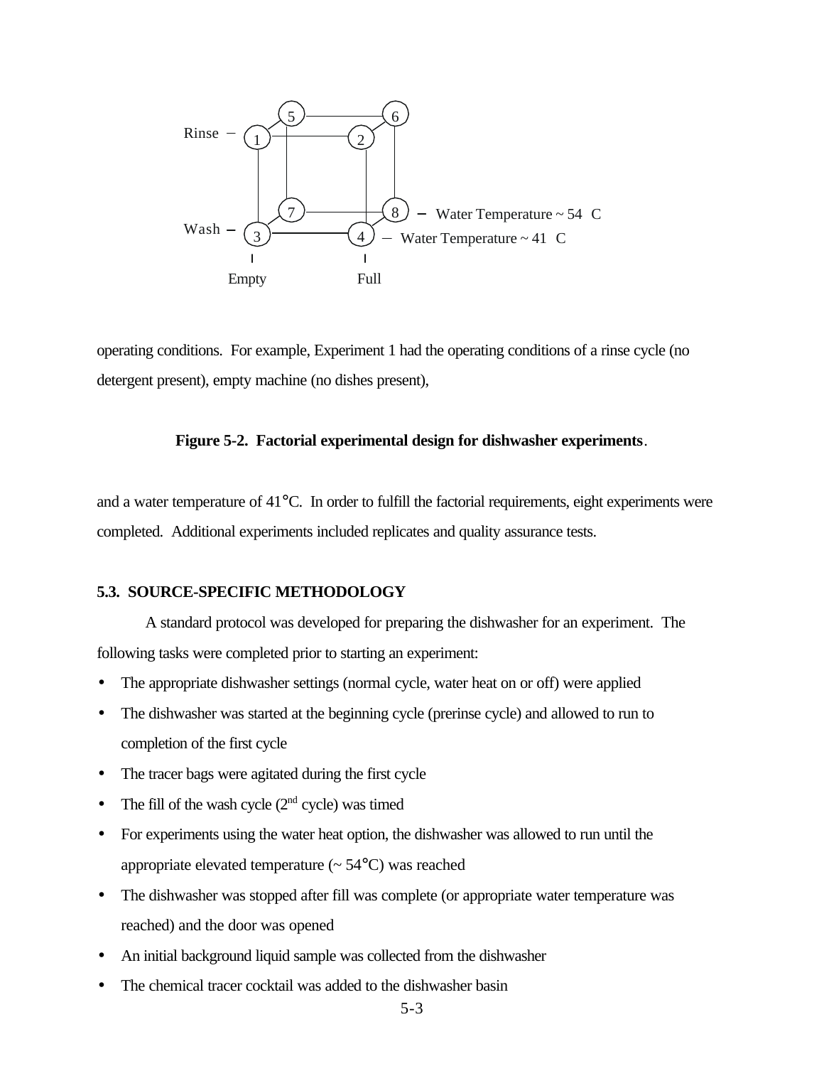operating conditions. For example, Experiment 1 had the operating conditions of a rinse cycle (no detergent present), empty machine (no dishes present),

**Figure 5-2. Factorial experimental design for dishwasher experiments**.

and a water temperature of 41°C. In order to fulfill the factorial requirements, eight experiments were completed. Additional experiments included replicates and quality assurance tests.

## 5.3. SOURCE-SPECIFIC METHODOLOGY

A standard protocol was developed for preparing the dishwasher for an experiment. The following tasks were completed prior to starting an experiment:

- The appropriate dishwasher settings (normal cycle, water heat on or off) were applied
- The dishwasher was started at the beginning cycle (prerinse cycle) and allowed to run to completion of the first cycle
- The tracer bags were agitated during the first cycle
- The fill of the wash cycle (2nd cycle) was timed
- For experiments using the water heat option, the dishwasher was allowed to run until the appropriate elevated temperature (~ 54°C) was reached
- The dishwasher was stopped after fill was complete (or appropriate water temperature was reached) and the door was opened
- An initial background liquid sample was collected from the dishwasher
- The chemical tracer cocktail was added to the dishwasher basin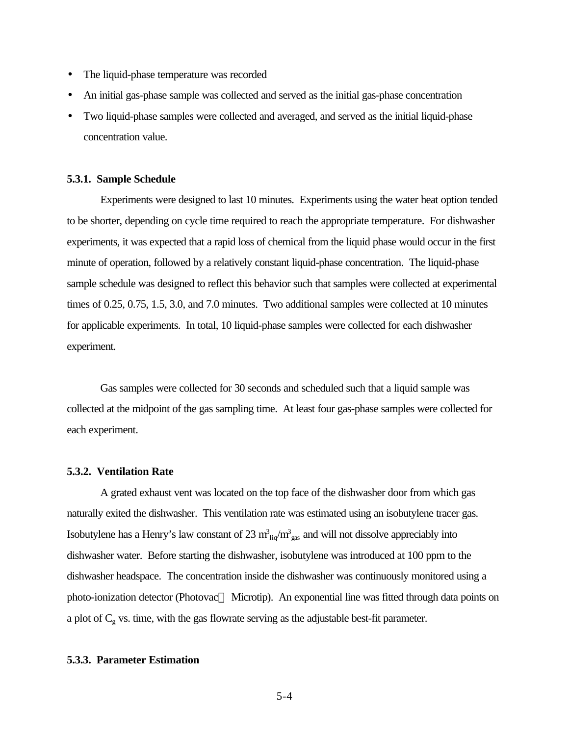- The liquid-phase temperature was recorded
- An initial gas-phase sample was collected and served as the initial gas-phase concentration
- Two liquid-phase samples were collected and averaged, and served as the initial liquid-phase concentration value.

### 5.3.1. Sample Schedule

Experiments were designed to last 10 minutes. Experiments using the water heat option tended to be shorter, depending on cycle time required to reach the appropriate temperature. For dishwasher experiments, it was expected that a rapid loss of chemical from the liquid phase would occur in the first minute of operation, followed by a relatively constant liquid-phase concentration. The liquid-phase sample schedule was designed to reflect this behavior such that samples were collected at experimental times of 0.25, 0.75, 1.5, 3.0, and 7.0 minutes. Two additional samples were collected at 10 minutes for applicable experiments. In total, 10 liquid-phase samples were collected for each dishwasher experiment.

Gas samples were collected for 30 seconds and scheduled such that a liquid sample was collected at the midpoint of the gas sampling time. At least four gas-phase samples were collected for each experiment.

### 5.3.2. Ventilation Rate

A grated exhaust vent was located on the top face of the dishwasher door from which gas naturally exited the dishwasher. This ventilation rate was estimated using an isobutylene tracer gas. Isobutylene has a Henry's law constant of 23 $m^3_{liq}/m^3_{gas}$ and will not dissolve appreciably into dishwasher water. Before starting the dishwasher, isobutylene was introduced at 100 ppm to the dishwasher headspace. The concentration inside the dishwasher was continuously monitored using a photo-ionization detector (Photovac® Microtip). An exponential line was fitted through data points on a plot of $C_g$ vs. time, with the gas flowrate serving as the adjustable best-fit parameter.

### 5.3.3. Parameter Estimation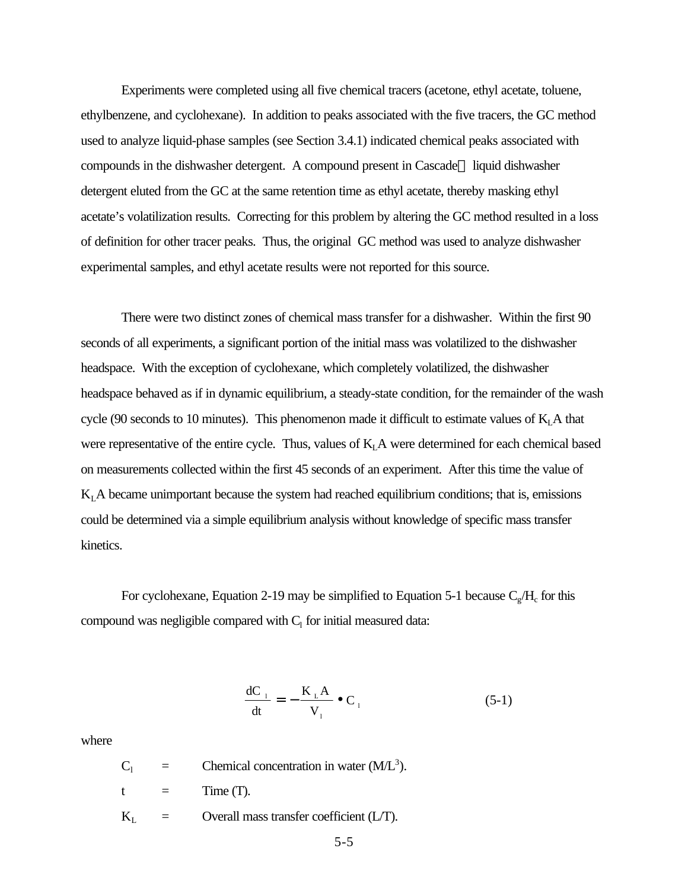Experiments were completed using all five chemical tracers (acetone, ethyl acetate, toluene, ethylbenzene, and cyclohexane). In addition to peaks associated with the five tracers, the GC method used to analyze liquid-phase samples (see Section 3.4.1) indicated chemical peaks associated with compounds in the dishwasher detergent. A compound present in Cascade® liquid dishwasher detergent eluted from the GC at the same retention time as ethyl acetate, thereby masking ethyl acetate's volatilization results. Correcting for this problem by altering the GC method resulted in a loss of definition for other tracer peaks. Thus, the original GC method was used to analyze dishwasher experimental samples, and ethyl acetate results were not reported for this source.

There were two distinct zones of chemical mass transfer for a dishwasher. Within the first 90 seconds of all experiments, a significant portion of the initial mass was volatilized to the dishwasher headspace. With the exception of cyclohexane, which completely volatilized, the dishwasher headspace behaved as if in dynamic equilibrium, a steady-state condition, for the remainder of the wash cycle (90 seconds to 10 minutes). This phenomenon made it difficult to estimate values of $K_LA$ that were representative of the entire cycle. Thus, values of $K_LA$ were determined for each chemical based on measurements collected within the first 45 seconds of an experiment. After this time the value of $K_LA$ became unimportant because the system had reached equilibrium conditions; that is, emissions could be determined via a simple equilibrium analysis without knowledge of specific mass transfer kinetics.

For cyclohexane, Equation 2-19 may be simplified to Equation 5-1 because $C_g/H_c$ for this compound was negligible compared with $C_l$ for initial measured data:

$$\frac{dC_l}{dt} = -\frac{K_L A}{V_l} \bullet C_l \tag{5-1}$$

where

$C_l$ = Chemical concentration in water ($M/L^3$).

$t$ = Time (T).

$K_L$ = Overall mass transfer coefficient (L/T).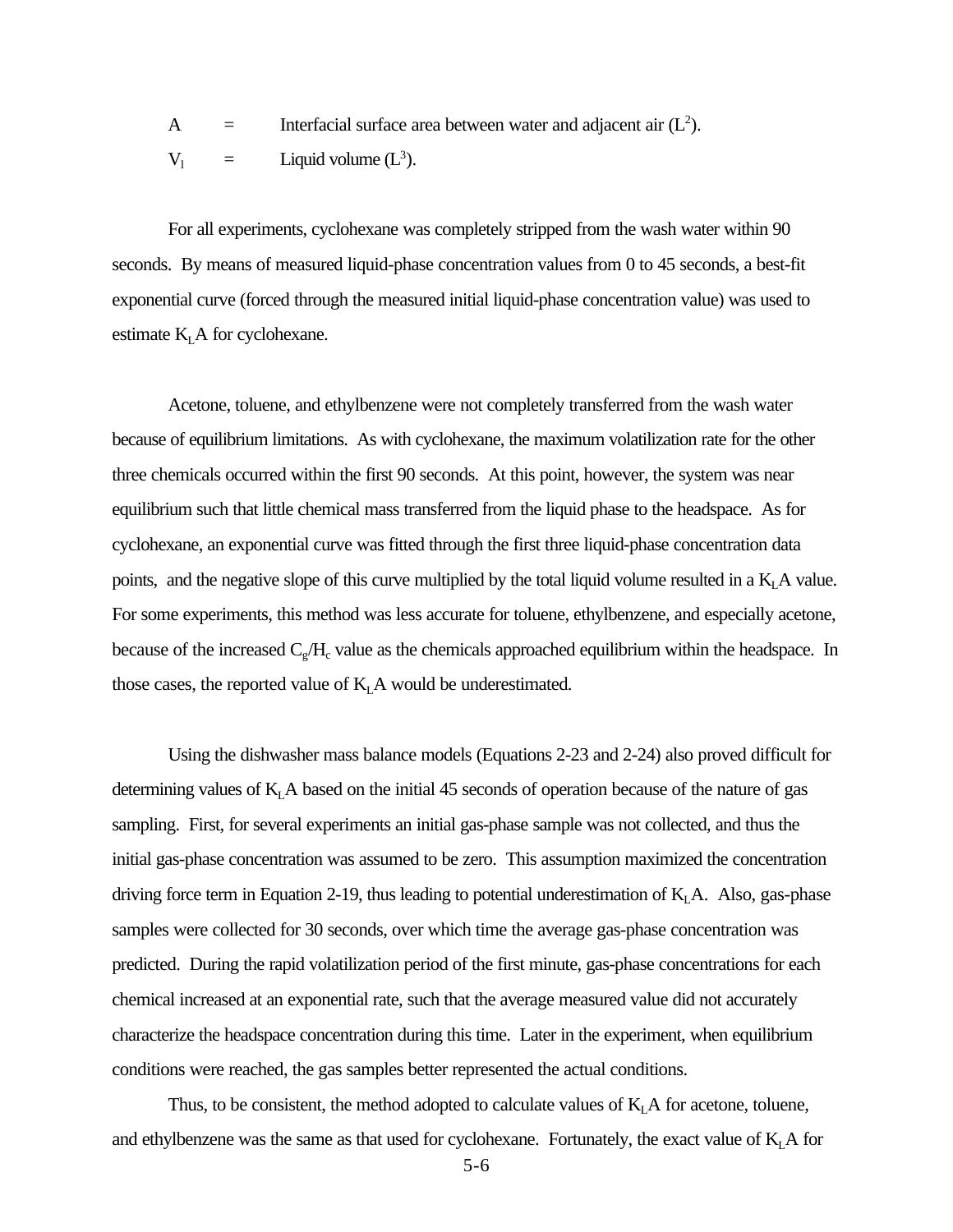| | | |
|---|---|---|
| $A$ | = | Interfacial surface area between water and adjacent air ($L^2$). |
| $V_l$ | = | Liquid volume ($L^3$). |

For all experiments, cyclohexane was completely stripped from the wash water within 90 seconds. By means of measured liquid-phase concentration values from 0 to 45 seconds, a best-fit exponential curve (forced through the measured initial liquid-phase concentration value) was used to estimate $K_LA$ for cyclohexane.

Acetone, toluene, and ethylbenzene were not completely transferred from the wash water because of equilibrium limitations. As with cyclohexane, the maximum volatilization rate for the other three chemicals occurred within the first 90 seconds. At this point, however, the system was near equilibrium such that little chemical mass transferred from the liquid phase to the headspace. As for cyclohexane, an exponential curve was fitted through the first three liquid-phase concentration data points, and the negative slope of this curve multiplied by the total liquid volume resulted in a $K_LA$ value. For some experiments, this method was less accurate for toluene, ethylbenzene, and especially acetone, because of the increased $C_g/H_c$ value as the chemicals approached equilibrium within the headspace. In those cases, the reported value of $K_LA$ would be underestimated.

Using the dishwasher mass balance models (Equations 2-23 and 2-24) also proved difficult for determining values of $K_LA$ based on the initial 45 seconds of operation because of the nature of gas sampling. First, for several experiments an initial gas-phase sample was not collected, and thus the initial gas-phase concentration was assumed to be zero. This assumption maximized the concentration driving force term in Equation 2-19, thus leading to potential underestimation of $K_LA$. Also, gas-phase samples were collected for 30 seconds, over which time the average gas-phase concentration was predicted. During the rapid volatilization period of the first minute, gas-phase concentrations for each chemical increased at an exponential rate, such that the average measured value did not accurately characterize the headspace concentration during this time. Later in the experiment, when equilibrium conditions were reached, the gas samples better represented the actual conditions.

Thus, to be consistent, the method adopted to calculate values of $K_LA$ for acetone, toluene, and ethylbenzene was the same as that used for cyclohexane. Fortunately, the exact value of $K_LA$ for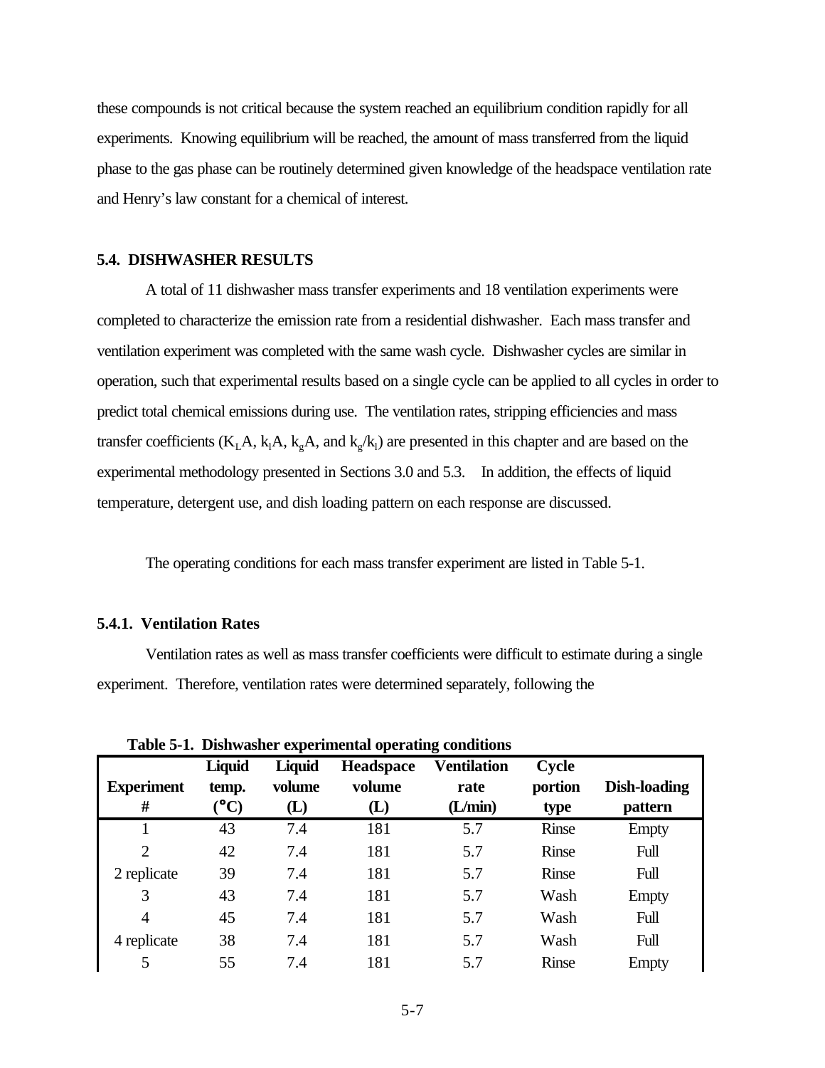these compounds is not critical because the system reached an equilibrium condition rapidly for all experiments. Knowing equilibrium will be reached, the amount of mass transferred from the liquid phase to the gas phase can be routinely determined given knowledge of the headspace ventilation rate and Henry's law constant for a chemical of interest.

### 5.4. DISHWASHER RESULTS

A total of 11 dishwasher mass transfer experiments and 18 ventilation experiments were completed to characterize the emission rate from a residential dishwasher. Each mass transfer and ventilation experiment was completed with the same wash cycle. Dishwasher cycles are similar in operation, such that experimental results based on a single cycle can be applied to all cycles in order to predict total chemical emissions during use. The ventilation rates, stripping efficiencies and mass transfer coefficients ($K_LA$, $k_lA$, $k_gA$, and $k_g/k_l$) are presented in this chapter and are based on the experimental methodology presented in Sections 3.0 and 5.3. In addition, the effects of liquid temperature, detergent use, and dish loading pattern on each response are discussed.

The operating conditions for each mass transfer experiment are listed in Table 5-1.

#### 5.4.1. Ventilation Rates

Ventilation rates as well as mass transfer coefficients were difficult to estimate during a single experiment. Therefore, ventilation rates were determined separately, following the

**Table 5-1. Dishwasher experimental operating conditions**

| Experiment # | Liquid temp. (°C) | Liquid volume (L) | Headspace volume (L) | Ventilation rate (L/min) | Cycle portion type | Dish-loading pattern |
|---|---|---|---|---|---|---|
| 1 | 43 | 7.4 | 181 | 5.7 | Rinse | Empty |
| 2 | 42 | 7.4 | 181 | 5.7 | Rinse | Full |
| 2 replicate | 39 | 7.4 | 181 | 5.7 | Rinse | Full |
| 3 | 43 | 7.4 | 181 | 5.7 | Wash | Empty |
| 4 | 45 | 7.4 | 181 | 5.7 | Wash | Full |
| 4 replicate | 38 | 7.4 | 181 | 5.7 | Wash | Full |
| 5 | 55 | 7.4 | 181 | 5.7 | Rinse | Empty |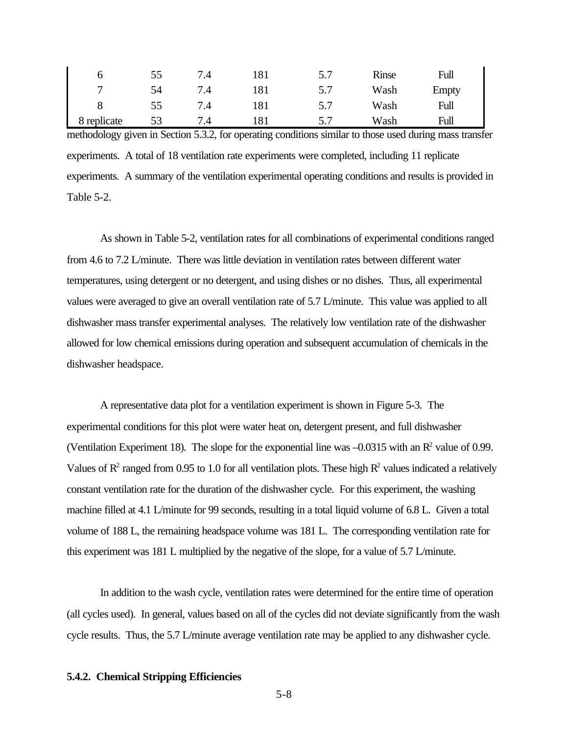| | | | | | | |
|---|---|---|---|---|---|---|
| 6 | 55 | 7.4 | 181 | 5.7 | Rinse | Full |
| 7 | 54 | 7.4 | 181 | 5.7 | Wash | Empty |
| 8 | 55 | 7.4 | 181 | 5.7 | Wash | Full |
| 8 replicate | 53 | 7.4 | 181 | 5.7 | Wash | Full |

methodology given in Section 5.3.2, for operating conditions similar to those used during mass transfer experiments. A total of 18 ventilation rate experiments were completed, including 11 replicate experiments. A summary of the ventilation experimental operating conditions and results is provided in Table 5-2.

As shown in Table 5-2, ventilation rates for all combinations of experimental conditions ranged from 4.6 to 7.2 L/minute. There was little deviation in ventilation rates between different water temperatures, using detergent or no detergent, and using dishes or no dishes. Thus, all experimental values were averaged to give an overall ventilation rate of 5.7 L/minute. This value was applied to all dishwasher mass transfer experimental analyses. The relatively low ventilation rate of the dishwasher allowed for low chemical emissions during operation and subsequent accumulation of chemicals in the dishwasher headspace.

A representative data plot for a ventilation experiment is shown in Figure 5-3. The experimental conditions for this plot were water heat on, detergent present, and full dishwasher (Ventilation Experiment 18). The slope for the exponential line was –0.0315 with an $R^2$ value of 0.99. Values of $R^2$ ranged from 0.95 to 1.0 for all ventilation plots. These high $R^2$ values indicated a relatively constant ventilation rate for the duration of the dishwasher cycle. For this experiment, the washing machine filled at 4.1 L/minute for 99 seconds, resulting in a total liquid volume of 6.8 L. Given a total volume of 188 L, the remaining headspace volume was 181 L. The corresponding ventilation rate for this experiment was 181 L multiplied by the negative of the slope, for a value of 5.7 L/minute.

In addition to the wash cycle, ventilation rates were determined for the entire time of operation (all cycles used). In general, values based on all of the cycles did not deviate significantly from the wash cycle results. Thus, the 5.7 L/minute average ventilation rate may be applied to any dishwasher cycle.

### 5.4.2. Chemical Stripping Efficiencies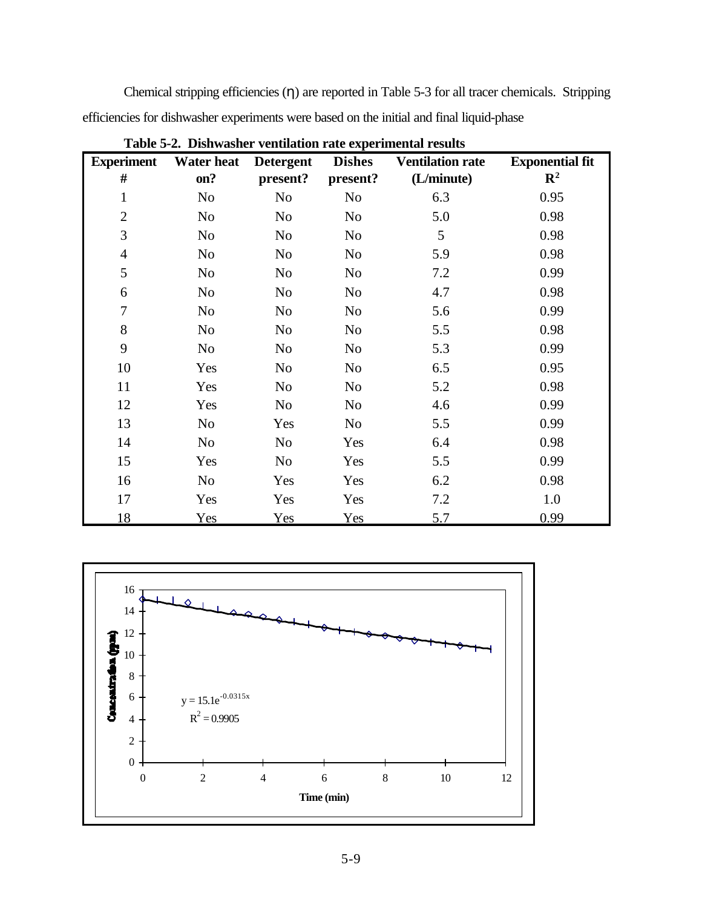Chemical stripping efficiencies (η) are reported in Table 5-3 for all tracer chemicals. Stripping efficiencies for dishwasher experiments were based on the initial and final liquid-phase

**Table 5-2. Dishwasher ventilation rate experimental results**

| Experiment # | Water heat on? | Detergent present? | Dishes present? | Ventilation rate (L/minute) | Exponential fit $R^2$ |
|---|---|---|---|---|---|
| 1 | No | No | No | 6.3 | 0.95 |
| 2 | No | No | No | 5.0 | 0.98 |
| 3 | No | No | No | 5 | 0.98 |
| 4 | No | No | No | 5.9 | 0.98 |
| 5 | No | No | No | 7.2 | 0.99 |
| 6 | No | No | No | 4.7 | 0.98 |
| 7 | No | No | No | 5.6 | 0.99 |
| 8 | No | No | No | 5.5 | 0.98 |
| 9 | No | No | No | 5.3 | 0.99 |
| 10 | Yes | No | No | 6.5 | 0.95 |
| 11 | Yes | No | No | 5.2 | 0.98 |
| 12 | Yes | No | No | 4.6 | 0.99 |
| 13 | No | Yes | No | 5.5 | 0.99 |
| 14 | No | No | Yes | 6.4 | 0.98 |
| 15 | Yes | No | Yes | 5.5 | 0.99 |
| 16 | No | Yes | Yes | 6.2 | 0.98 |
| 17 | Yes | Yes | Yes | 7.2 | 1.0 |
| 18 | Yes | Yes | Yes | 5.7 | 0.99 |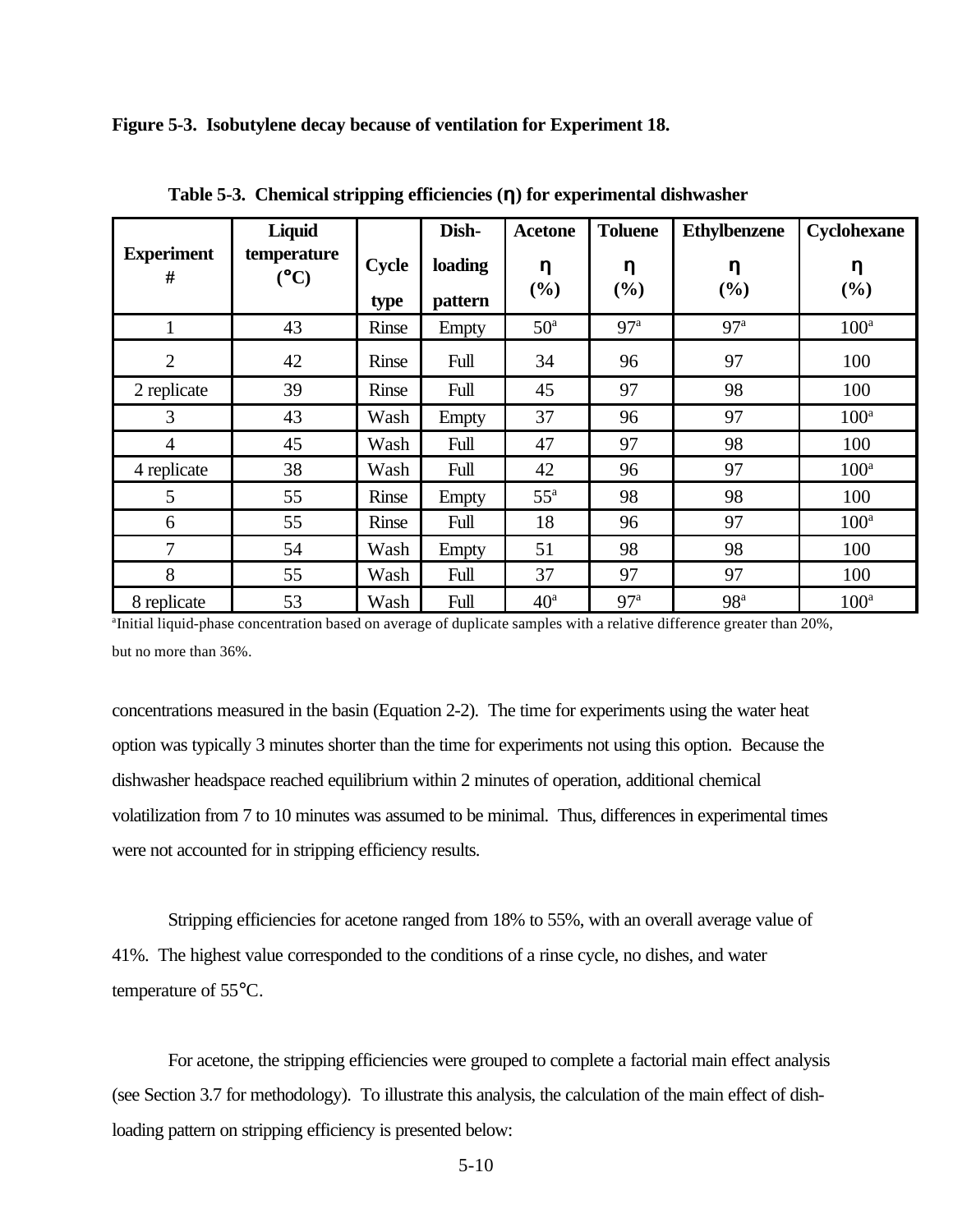**Figure 5-3. Isobutylene decay because of ventilation for Experiment 18.**

**Table 5-3. Chemical stripping efficiencies (η) for experimental dishwasher**

| Experiment # | Liquid temperature (°C) | Cycle type | Dish-loading pattern | Acetone η (%) | Toluene η (%) | Ethylbenzene η (%) | Cyclohexane η (%) |
|---|---|---|---|---|---|---|---|
| 1 | 43 | Rinse | Empty | 50[a] | 97[a] | 97[a] | 100[a] |
| 2 | 42 | Rinse | Full | 34 | 96 | 97 | 100 |
| 2 replicate | 39 | Rinse | Full | 45 | 97 | 98 | 100 |
| 3 | 43 | Wash | Empty | 37 | 96 | 97 | 100[a] |
| 4 | 45 | Wash | Full | 47 | 97 | 98 | 100 |
| 4 replicate | 38 | Wash | Full | 42 | 96 | 97 | 100[a] |
| 5 | 55 | Rinse | Empty | 55[a] | 98 | 98 | 100 |
| 6 | 55 | Rinse | Full | 18 | 96 | 97 | 100[a] |
| 7 | 54 | Wash | Empty | 51 | 98 | 98 | 100 |
| 8 | 55 | Wash | Full | 37 | 97 | 97 | 100 |
| 8 replicate | 53 | Wash | Full | 40[a] | 97[a] | 98[a] | 100[a] |

[a]Initial liquid-phase concentration based on average of duplicate samples with a relative difference greater than 20%, but no more than 36%.

concentrations measured in the basin (Equation 2-2). The time for experiments using the water heat option was typically 3 minutes shorter than the time for experiments not using this option. Because the dishwasher headspace reached equilibrium within 2 minutes of operation, additional chemical volatilization from 7 to 10 minutes was assumed to be minimal. Thus, differences in experimental times were not accounted for in stripping efficiency results.

Stripping efficiencies for acetone ranged from 18% to 55%, with an overall average value of 41%. The highest value corresponded to the conditions of a rinse cycle, no dishes, and water temperature of 55°C.

For acetone, the stripping efficiencies were grouped to complete a factorial main effect analysis (see Section 3.7 for methodology). To illustrate this analysis, the calculation of the main effect of dish-loading pattern on stripping efficiency is presented below: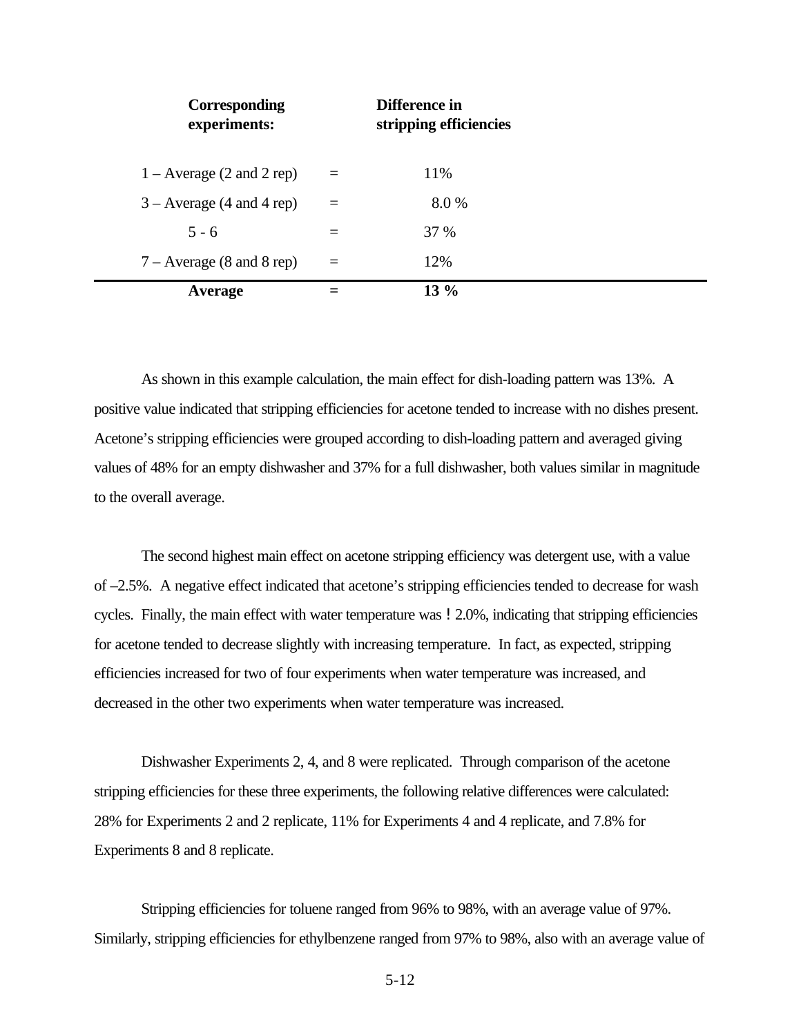| Corresponding experiments: | | Difference in stripping efficiencies |
|---|---|---|
| 1 – Average (2 and 2 rep) | = | 11% |
| 3 – Average (4 and 4 rep) | = | 8.0 % |
| 5 - 6 | = | 37 % |
| 7 – Average (8 and 8 rep) | = | 12% |
| **Average** | **=** | **13 %** |

As shown in this example calculation, the main effect for dish-loading pattern was 13%. A positive value indicated that stripping efficiencies for acetone tended to increase with no dishes present. Acetone's stripping efficiencies were grouped according to dish-loading pattern and averaged giving values of 48% for an empty dishwasher and 37% for a full dishwasher, both values similar in magnitude to the overall average.

The second highest main effect on acetone stripping efficiency was detergent use, with a value of –2.5%. A negative effect indicated that acetone's stripping efficiencies tended to decrease for wash cycles. Finally, the main effect with water temperature was ! 2.0%, indicating that stripping efficiencies for acetone tended to decrease slightly with increasing temperature. In fact, as expected, stripping efficiencies increased for two of four experiments when water temperature was increased, and decreased in the other two experiments when water temperature was increased.

Dishwasher Experiments 2, 4, and 8 were replicated. Through comparison of the acetone stripping efficiencies for these three experiments, the following relative differences were calculated: 28% for Experiments 2 and 2 replicate, 11% for Experiments 4 and 4 replicate, and 7.8% for Experiments 8 and 8 replicate.

Stripping efficiencies for toluene ranged from 96% to 98%, with an average value of 97%. Similarly, stripping efficiencies for ethylbenzene ranged from 97% to 98%, also with an average value of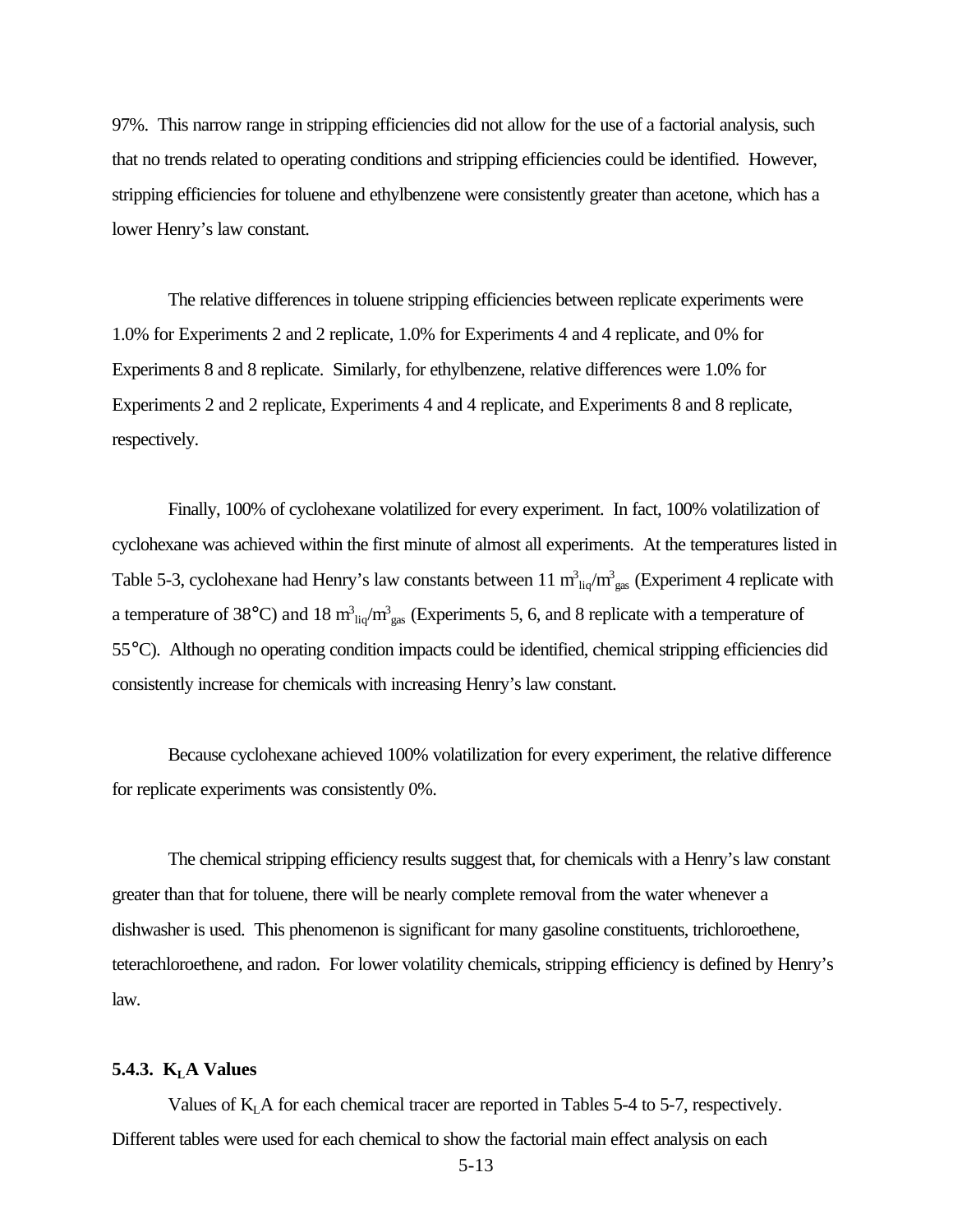97%. This narrow range in stripping efficiencies did not allow for the use of a factorial analysis, such that no trends related to operating conditions and stripping efficiencies could be identified. However, stripping efficiencies for toluene and ethylbenzene were consistently greater than acetone, which has a lower Henry's law constant.

The relative differences in toluene stripping efficiencies between replicate experiments were 1.0% for Experiments 2 and 2 replicate, 1.0% for Experiments 4 and 4 replicate, and 0% for Experiments 8 and 8 replicate. Similarly, for ethylbenzene, relative differences were 1.0% for Experiments 2 and 2 replicate, Experiments 4 and 4 replicate, and Experiments 8 and 8 replicate, respectively.

Finally, 100% of cyclohexane volatilized for every experiment. In fact, 100% volatilization of cyclohexane was achieved within the first minute of almost all experiments. At the temperatures listed in Table 5-3, cyclohexane had Henry's law constants between 11 $m^3_{liq}/m^3_{gas}$ (Experiment 4 replicate with a temperature of 38°C) and 18 $m^3_{liq}/m^3_{gas}$ (Experiments 5, 6, and 8 replicate with a temperature of 55°C). Although no operating condition impacts could be identified, chemical stripping efficiencies did consistently increase for chemicals with increasing Henry's law constant.

Because cyclohexane achieved 100% volatilization for every experiment, the relative difference for replicate experiments was consistently 0%.

The chemical stripping efficiency results suggest that, for chemicals with a Henry's law constant greater than that for toluene, there will be nearly complete removal from the water whenever a dishwasher is used. This phenomenon is significant for many gasoline constituents, trichloroethene, teterachloroethene, and radon. For lower volatility chemicals, stripping efficiency is defined by Henry's law.

### 5.4.3. $K_LA$ Values

Values of $K_LA$ for each chemical tracer are reported in Tables 5-4 to 5-7, respectively. Different tables were used for each chemical to show the factorial main effect analysis on each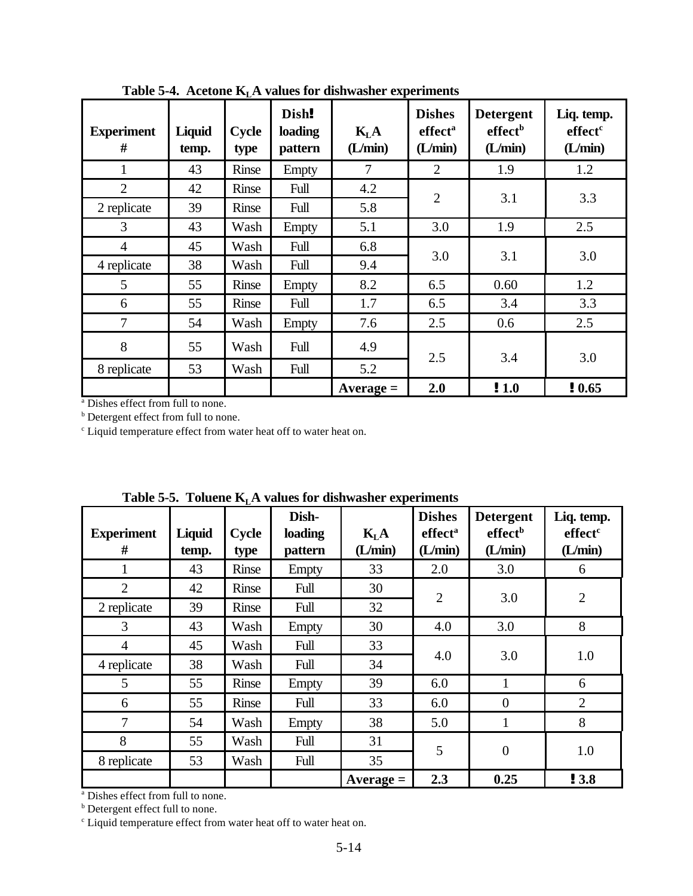**Table 5-4. Acetone $K_LA$ values for dishwasher experiments**

| Experiment # | Liquid temp. | Cycle type | Dish-loading pattern | $K_LA$ (L/min) | Dishes effect[a] (L/min) | Detergent effect[b] (L/min) | Liq. temp. effect[c] (L/min) |
|---|---|---|---|---|---|---|---|
| 1 | 43 | Rinse | Empty | 7 | 2 | 1.9 | 1.2 |
| 2 | 42 | Rinse | Full | 4.2 | 2 | 3.1 | 3.3 |
| 2 replicate | 39 | Rinse | Full | 5.8 | | | |
| 3 | 43 | Wash | Empty | 5.1 | 3.0 | 1.9 | 2.5 |
| 4 | 45 | Wash | Full | 6.8 | 3.0 | 3.1 | 3.0 |
| 4 replicate | 38 | Wash | Full | 9.4 | | | |
| 5 | 55 | Rinse | Empty | 8.2 | 6.5 | 0.60 | 1.2 |
| 6 | 55 | Rinse | Full | 1.7 | 6.5 | 3.4 | 3.3 |
| 7 | 54 | Wash | Empty | 7.6 | 2.5 | 0.6 | 2.5 |
| 8 | 55 | Wash | Full | 4.9 | 2.5 | 3.4 | 3.0 |
| 8 replicate | 53 | Wash | Full | 5.2 | | | |
| | | | | **Average =** | **2.0** | **−1.0** | **−0.65** |

[a] Dishes effect from full to none.

[b] Detergent effect from full to none.

[c] Liquid temperature effect from water heat off to water heat on.

**Table 5-5. Toluene $K_LA$ values for dishwasher experiments**

| Experiment # | Liquid temp. | Cycle type | Dish-loading pattern | $K_LA$ (L/min) | Dishes effect[a] (L/min) | Detergent effect[b] (L/min) | Liq. temp. effect[c] (L/min) |
|---|---|---|---|---|---|---|---|
| 1 | 43 | Rinse | Empty | 33 | 2.0 | 3.0 | 6 |
| 2 | 42 | Rinse | Full | 30 | 2 | 3.0 | 2 |
| 2 replicate | 39 | Rinse | Full | 32 | | | |
| 3 | 43 | Wash | Empty | 30 | 4.0 | 3.0 | 8 |
| 4 | 45 | Wash | Full | 33 | 4.0 | 3.0 | 1.0 |
| 4 replicate | 38 | Wash | Full | 34 | | | |
| 5 | 55 | Rinse | Empty | 39 | 6.0 | 1 | 6 |
| 6 | 55 | Rinse | Full | 33 | 6.0 | 0 | 2 |
| 7 | 54 | Wash | Empty | 38 | 5.0 | 1 | 8 |
| 8 | 55 | Wash | Full | 31 | 5 | 0 | 1.0 |
| 8 replicate | 53 | Wash | Full | 35 | | | |
| | | | | **Average =** | **2.3** | **0.25** | **−3.8** |

[a] Dishes effect from full to none.

[b] Detergent effect full to none.

[c] Liquid temperature effect from water heat off to water heat on.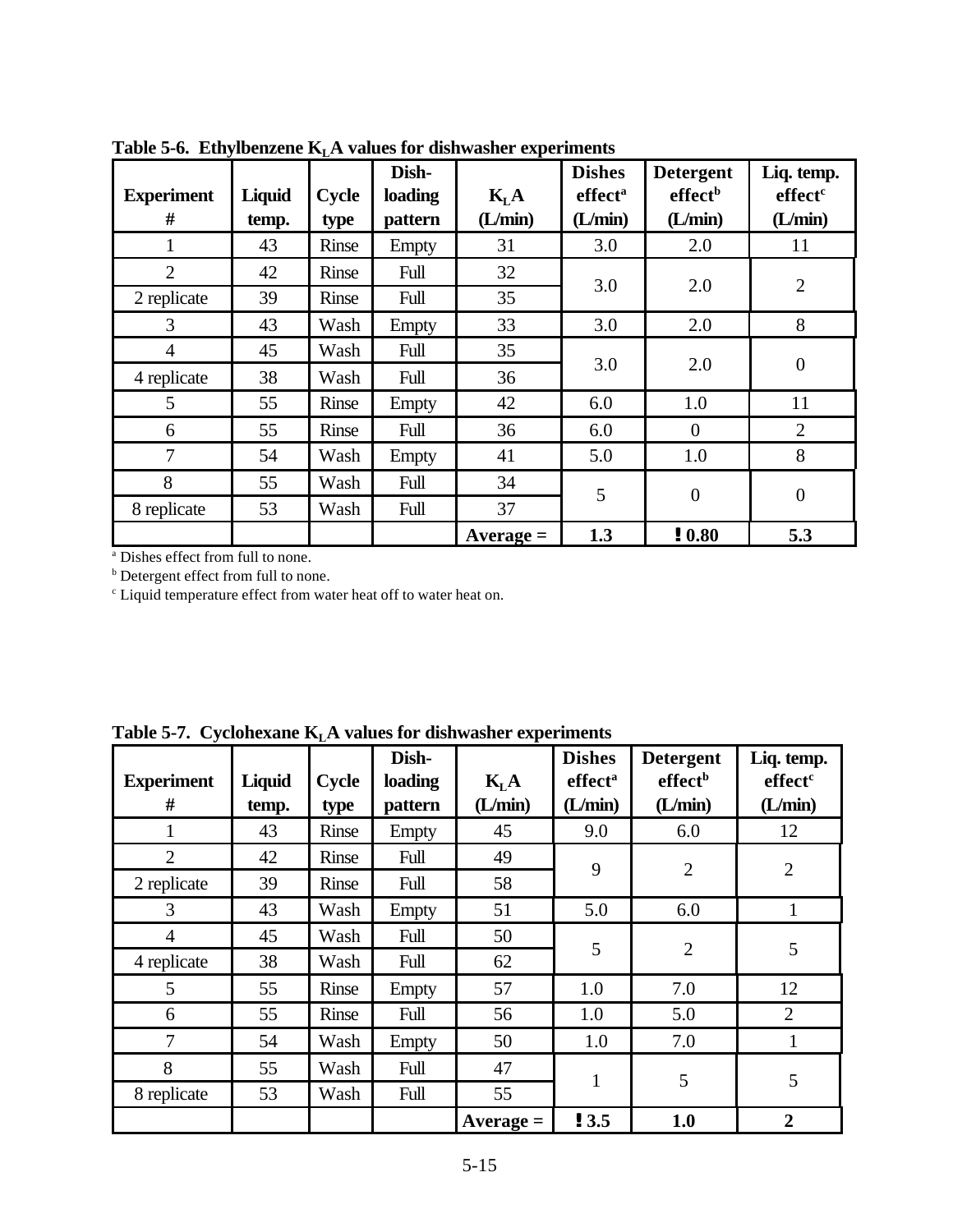**Table 5-6. Ethylbenzene $K_LA$ values for dishwasher experiments**

| Experiment # | Liquid temp. | Cycle type | Dish-loading pattern | $K_LA$ (L/min) | Dishes effect[a] (L/min) | Detergent effect[b] (L/min) | Liq. temp. effect[c] (L/min) |
|---|---|---|---|---|---|---|---|
| 1 | 43 | Rinse | Empty | 31 | 3.0 | 2.0 | 11 |
| 2 | 42 | Rinse | Full | 32 | 3.0 | 2.0 | 2 |
| 2 replicate | 39 | Rinse | Full | 35 | | | |
| 3 | 43 | Wash | Empty | 33 | 3.0 | 2.0 | 8 |
| 4 | 45 | Wash | Full | 35 | 3.0 | 2.0 | 0 |
| 4 replicate | 38 | Wash | Full | 36 | | | |
| 5 | 55 | Rinse | Empty | 42 | 6.0 | 1.0 | 11 |
| 6 | 55 | Rinse | Full | 36 | 6.0 | 0 | 2 |
| 7 | 54 | Wash | Empty | 41 | 5.0 | 1.0 | 8 |
| 8 | 55 | Wash | Full | 34 | 5 | 0 | 0 |
| 8 replicate | 53 | Wash | Full | 37 | | | |
| | | | | **Average =** | **1.3** | **! 0.80** | **5.3** |

[a] Dishes effect from full to none.
[b] Detergent effect from full to none.
[c] Liquid temperature effect from water heat off to water heat on.

**Table 5-7. Cyclohexane $K_LA$ values for dishwasher experiments**

| Experiment # | Liquid temp. | Cycle type | Dish-loading pattern | $K_LA$ (L/min) | Dishes effect[a] (L/min) | Detergent effect[b] (L/min) | Liq. temp. effect[c] (L/min) |
|---|---|---|---|---|---|---|---|
| 1 | 43 | Rinse | Empty | 45 | 9.0 | 6.0 | 12 |
| 2 | 42 | Rinse | Full | 49 | 9 | 2 | 2 |
| 2 replicate | 39 | Rinse | Full | 58 | | | |
| 3 | 43 | Wash | Empty | 51 | 5.0 | 6.0 | 1 |
| 4 | 45 | Wash | Full | 50 | 5 | 2 | 5 |
| 4 replicate | 38 | Wash | Full | 62 | | | |
| 5 | 55 | Rinse | Empty | 57 | 1.0 | 7.0 | 12 |
| 6 | 55 | Rinse | Full | 56 | 1.0 | 5.0 | 2 |
| 7 | 54 | Wash | Empty | 50 | 1.0 | 7.0 | 1 |
| 8 | 55 | Wash | Full | 47 | 1 | 5 | 5 |
| 8 replicate | 53 | Wash | Full | 55 | | | |
| | | | | **Average =** | **! 3.5** | **1.0** | **2** |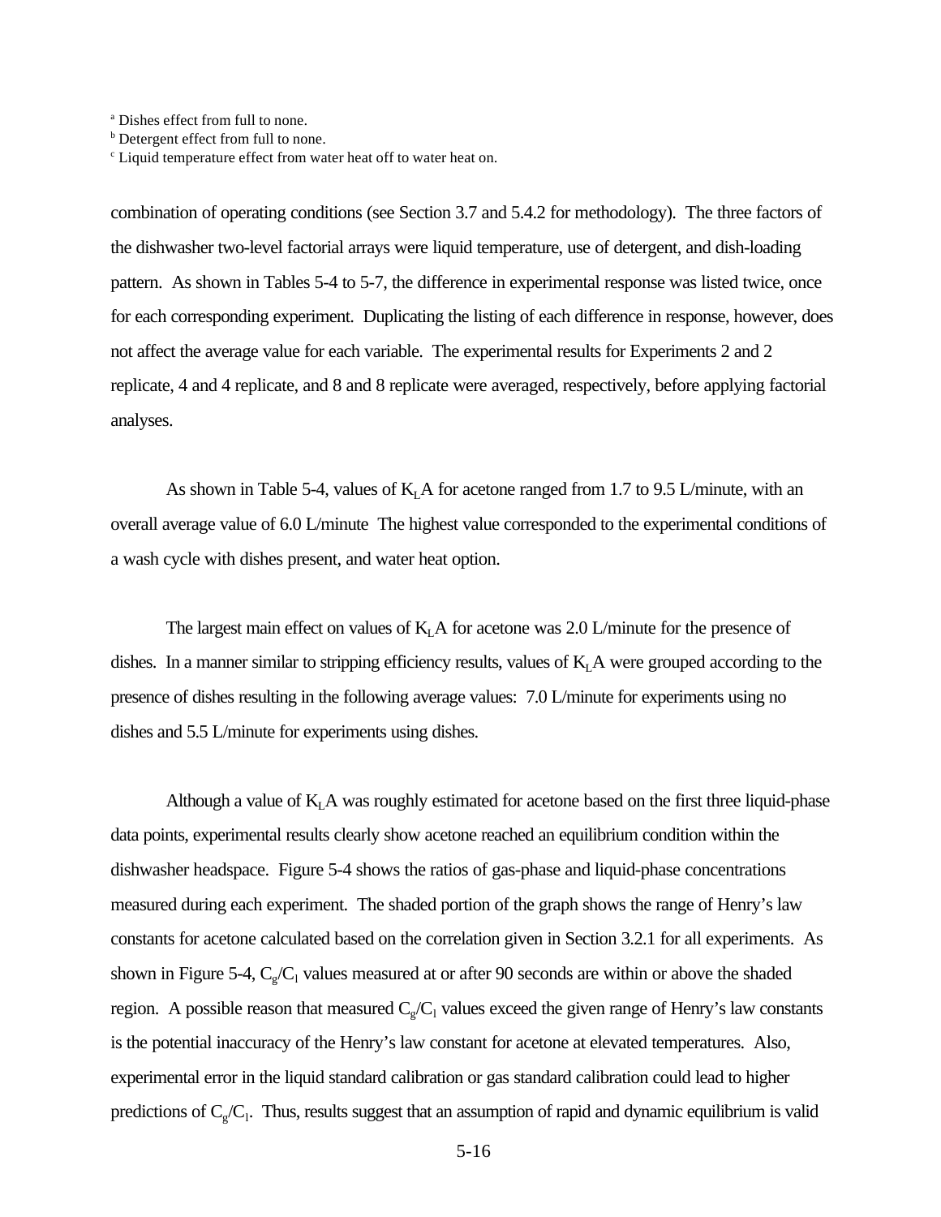[a] Dishes effect from full to none.
[b] Detergent effect from full to none.
[c] Liquid temperature effect from water heat off to water heat on.

combination of operating conditions (see Section 3.7 and 5.4.2 for methodology). The three factors of the dishwasher two-level factorial arrays were liquid temperature, use of detergent, and dish-loading pattern. As shown in Tables 5-4 to 5-7, the difference in experimental response was listed twice, once for each corresponding experiment. Duplicating the listing of each difference in response, however, does not affect the average value for each variable. The experimental results for Experiments 2 and 2 replicate, 4 and 4 replicate, and 8 and 8 replicate were averaged, respectively, before applying factorial analyses.

As shown in Table 5-4, values of $K_LA$ for acetone ranged from 1.7 to 9.5 L/minute, with an overall average value of 6.0 L/minute The highest value corresponded to the experimental conditions of a wash cycle with dishes present, and water heat option.

The largest main effect on values of $K_LA$ for acetone was 2.0 L/minute for the presence of dishes. In a manner similar to stripping efficiency results, values of $K_LA$ were grouped according to the presence of dishes resulting in the following average values: 7.0 L/minute for experiments using no dishes and 5.5 L/minute for experiments using dishes.

Although a value of $K_LA$ was roughly estimated for acetone based on the first three liquid-phase data points, experimental results clearly show acetone reached an equilibrium condition within the dishwasher headspace. Figure 5-4 shows the ratios of gas-phase and liquid-phase concentrations measured during each experiment. The shaded portion of the graph shows the range of Henry's law constants for acetone calculated based on the correlation given in Section 3.2.1 for all experiments. As shown in Figure 5-4, $C_g/C_l$ values measured at or after 90 seconds are within or above the shaded region. A possible reason that measured $C_g/C_l$ values exceed the given range of Henry's law constants is the potential inaccuracy of the Henry's law constant for acetone at elevated temperatures. Also, experimental error in the liquid standard calibration or gas standard calibration could lead to higher predictions of $C_g/C_l$. Thus, results suggest that an assumption of rapid and dynamic equilibrium is valid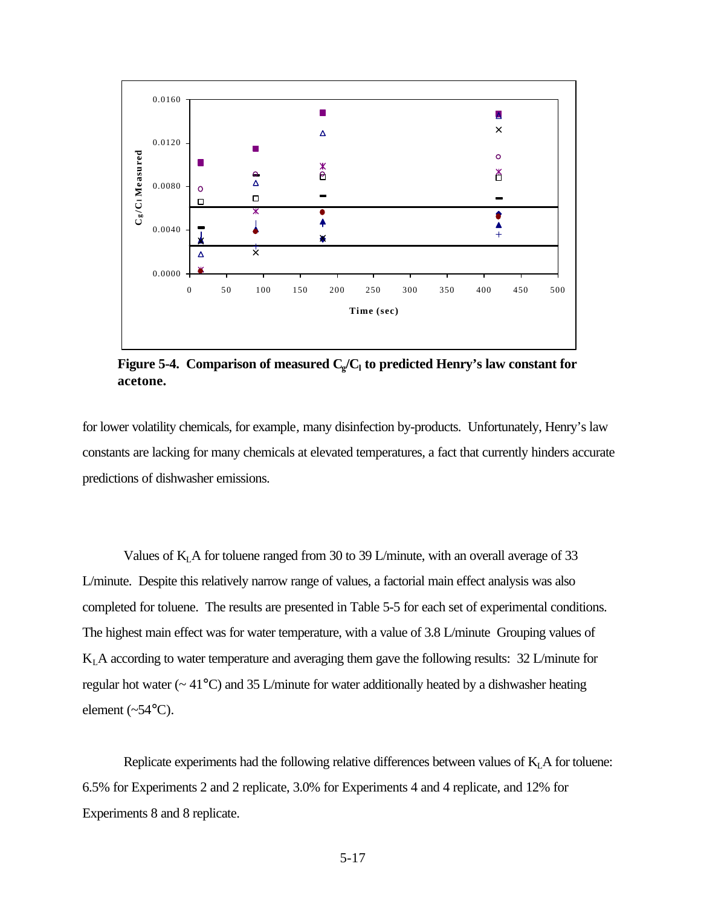Figure 5-4. Comparison of measured $C_g/C_l$ to predicted Henry's law constant for acetone.

for lower volatility chemicals, for example, many disinfection by-products. Unfortunately, Henry's law constants are lacking for many chemicals at elevated temperatures, a fact that currently hinders accurate predictions of dishwasher emissions.

Values of $K_LA$ for toluene ranged from 30 to 39 L/minute, with an overall average of 33 L/minute. Despite this relatively narrow range of values, a factorial main effect analysis was also completed for toluene. The results are presented in Table 5-5 for each set of experimental conditions. The highest main effect was for water temperature, with a value of 3.8 L/minute Grouping values of $K_LA$ according to water temperature and averaging them gave the following results: 32 L/minute for regular hot water (~ 41°C) and 35 L/minute for water additionally heated by a dishwasher heating element (~54°C).

Replicate experiments had the following relative differences between values of $K_LA$ for toluene: 6.5% for Experiments 2 and 2 replicate, 3.0% for Experiments 4 and 4 replicate, and 12% for Experiments 8 and 8 replicate.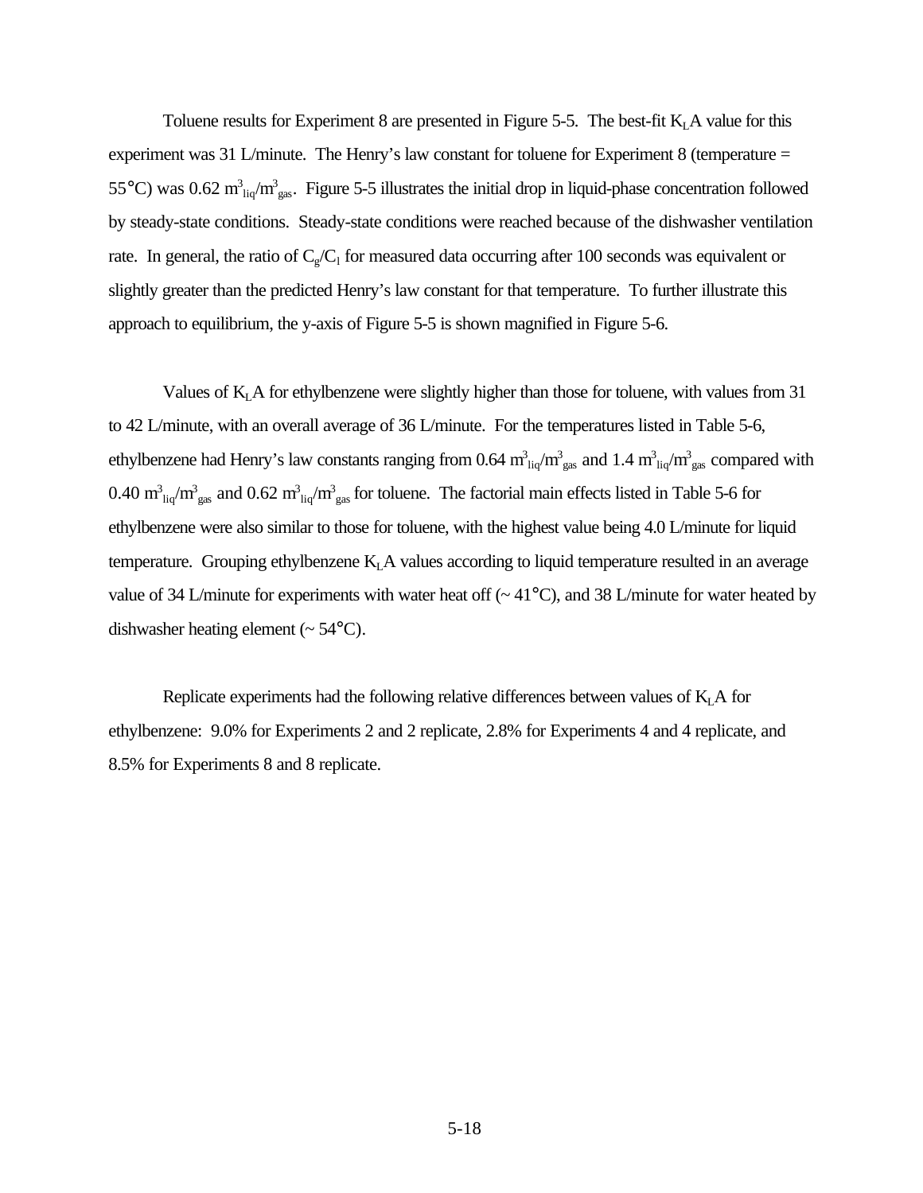Toluene results for Experiment 8 are presented in Figure 5-5. The best-fit $K_LA$ value for this experiment was 31 L/minute. The Henry's law constant for toluene for Experiment 8 (temperature = 55°C) was 0.62 $m^3_{liq}/m^3_{gas}$. Figure 5-5 illustrates the initial drop in liquid-phase concentration followed by steady-state conditions. Steady-state conditions were reached because of the dishwasher ventilation rate. In general, the ratio of $C_g/C_l$ for measured data occurring after 100 seconds was equivalent or slightly greater than the predicted Henry's law constant for that temperature. To further illustrate this approach to equilibrium, the y-axis of Figure 5-5 is shown magnified in Figure 5-6.

Values of $K_LA$ for ethylbenzene were slightly higher than those for toluene, with values from 31 to 42 L/minute, with an overall average of 36 L/minute. For the temperatures listed in Table 5-6, ethylbenzene had Henry's law constants ranging from 0.64 $m^3_{liq}/m^3_{gas}$ and 1.4 $m^3_{liq}/m^3_{gas}$ compared with 0.40 $m^3_{liq}/m^3_{gas}$ and 0.62 $m^3_{liq}/m^3_{gas}$ for toluene. The factorial main effects listed in Table 5-6 for ethylbenzene were also similar to those for toluene, with the highest value being 4.0 L/minute for liquid temperature. Grouping ethylbenzene $K_LA$ values according to liquid temperature resulted in an average value of 34 L/minute for experiments with water heat off (~ 41°C), and 38 L/minute for water heated by dishwasher heating element (~ 54°C).

Replicate experiments had the following relative differences between values of $K_LA$ for ethylbenzene: 9.0% for Experiments 2 and 2 replicate, 2.8% for Experiments 4 and 4 replicate, and 8.5% for Experiments 8 and 8 replicate.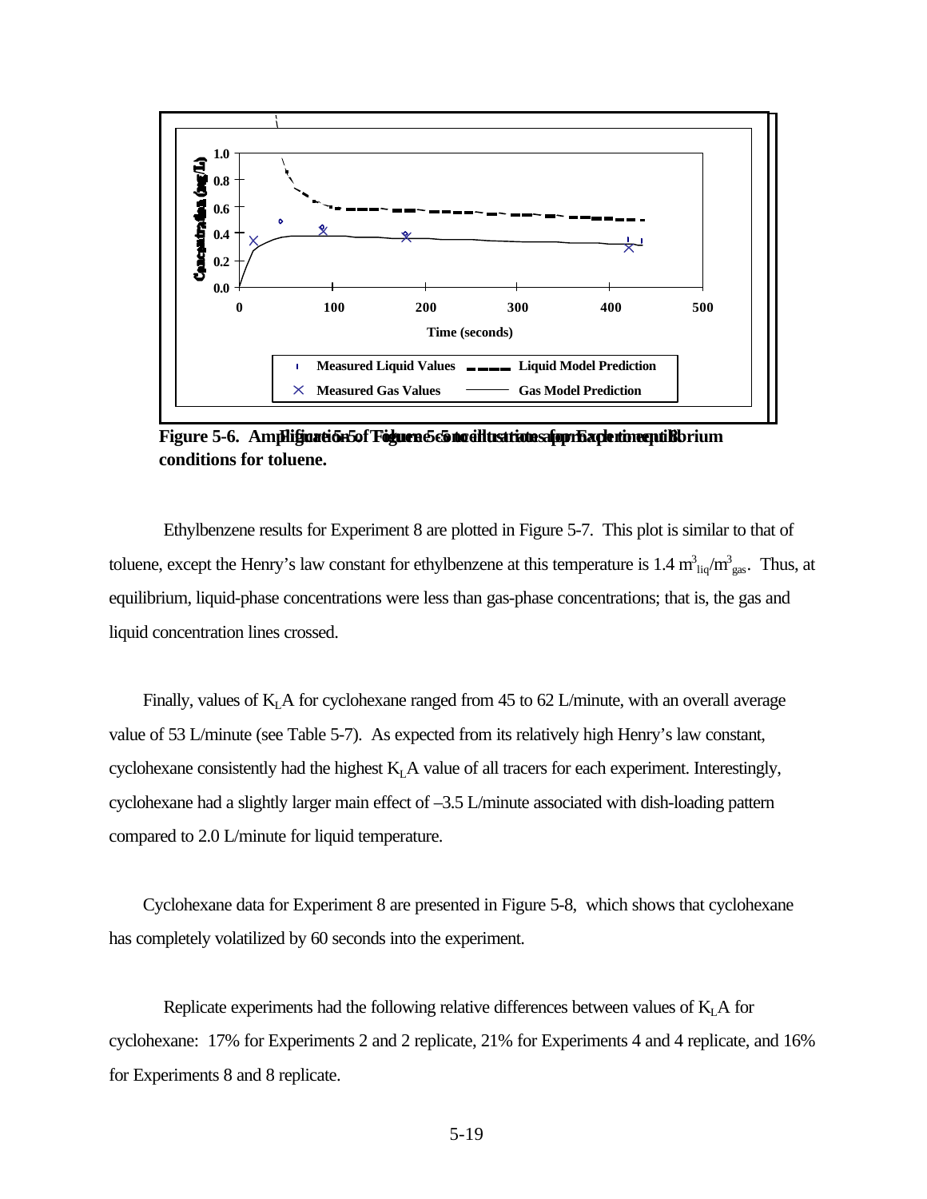Figure 5-6. Amplification of Figure 5-5 to illustrate approach to equilibrium conditions for toluene.

Ethylbenzene results for Experiment 8 are plotted in Figure 5-7. This plot is similar to that of toluene, except the Henry's law constant for ethylbenzene at this temperature is 1.4 $m^3_{liq}/m^3_{gas}$. Thus, at equilibrium, liquid-phase concentrations were less than gas-phase concentrations; that is, the gas and liquid concentration lines crossed.

Finally, values of $K_LA$ for cyclohexane ranged from 45 to 62 L/minute, with an overall average value of 53 L/minute (see Table 5-7). As expected from its relatively high Henry's law constant, cyclohexane consistently had the highest $K_LA$ value of all tracers for each experiment. Interestingly, cyclohexane had a slightly larger main effect of –3.5 L/minute associated with dish-loading pattern compared to 2.0 L/minute for liquid temperature.

Cyclohexane data for Experiment 8 are presented in Figure 5-8, which shows that cyclohexane has completely volatilized by 60 seconds into the experiment.

Replicate experiments had the following relative differences between values of $K_LA$ for cyclohexane: 17% for Experiments 2 and 2 replicate, 21% for Experiments 4 and 4 replicate, and 16% for Experiments 8 and 8 replicate.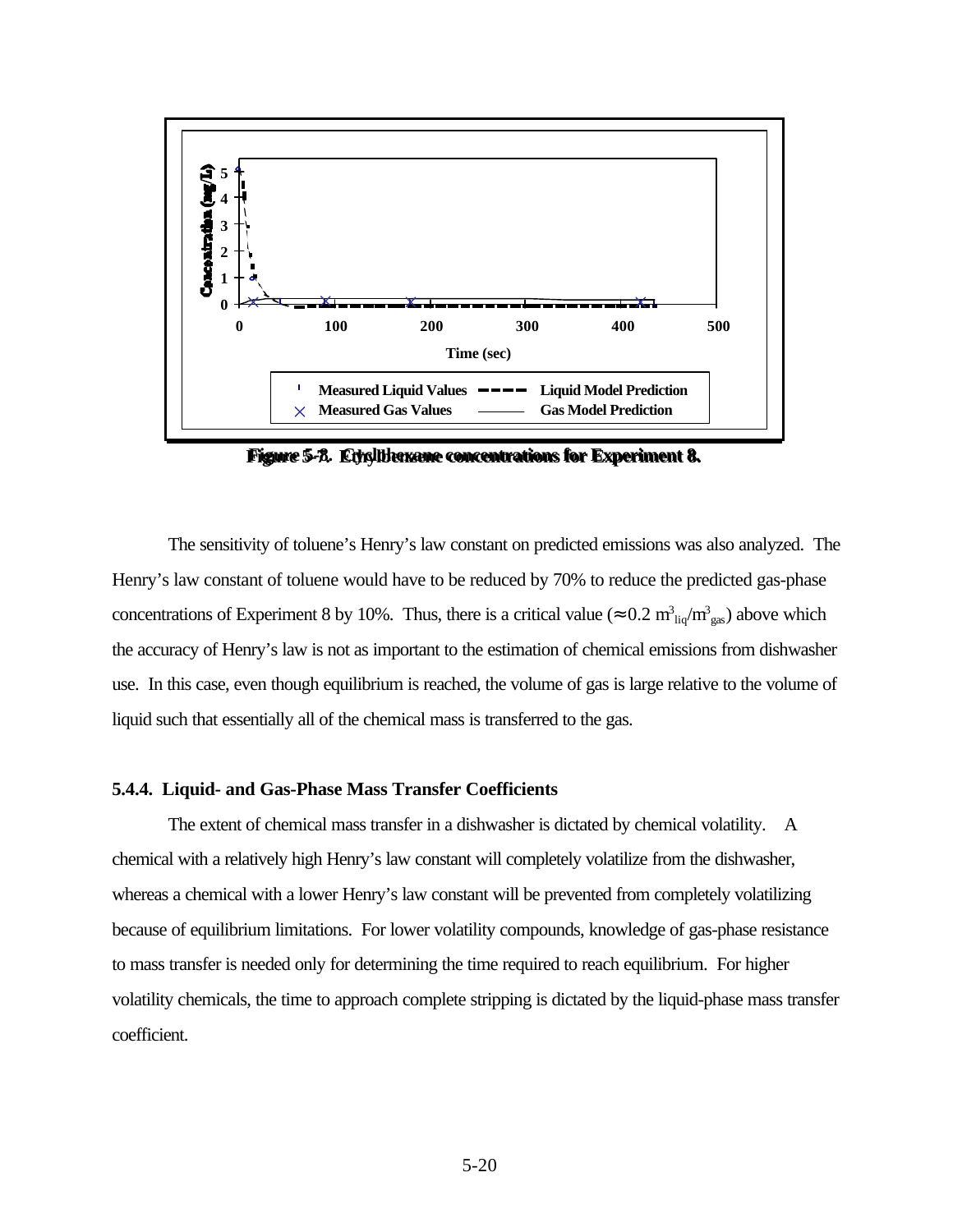Figure 5-8. Cyclohexane concentrations for Experiment 8.

The sensitivity of toluene's Henry's law constant on predicted emissions was also analyzed. The Henry's law constant of toluene would have to be reduced by 70% to reduce the predicted gas-phase concentrations of Experiment 8 by 10%. Thus, there is a critical value ($\approx 0.2\ m^3_{liq}/m^3_{gas}$) above which the accuracy of Henry's law is not as important to the estimation of chemical emissions from dishwasher use. In this case, even though equilibrium is reached, the volume of gas is large relative to the volume of liquid such that essentially all of the chemical mass is transferred to the gas.

### 5.4.4. Liquid- and Gas-Phase Mass Transfer Coefficients

The extent of chemical mass transfer in a dishwasher is dictated by chemical volatility. A chemical with a relatively high Henry's law constant will completely volatilize from the dishwasher, whereas a chemical with a lower Henry's law constant will be prevented from completely volatilizing because of equilibrium limitations. For lower volatility compounds, knowledge of gas-phase resistance to mass transfer is needed only for determining the time required to reach equilibrium. For higher volatility chemicals, the time to approach complete stripping is dictated by the liquid-phase mass transfer coefficient.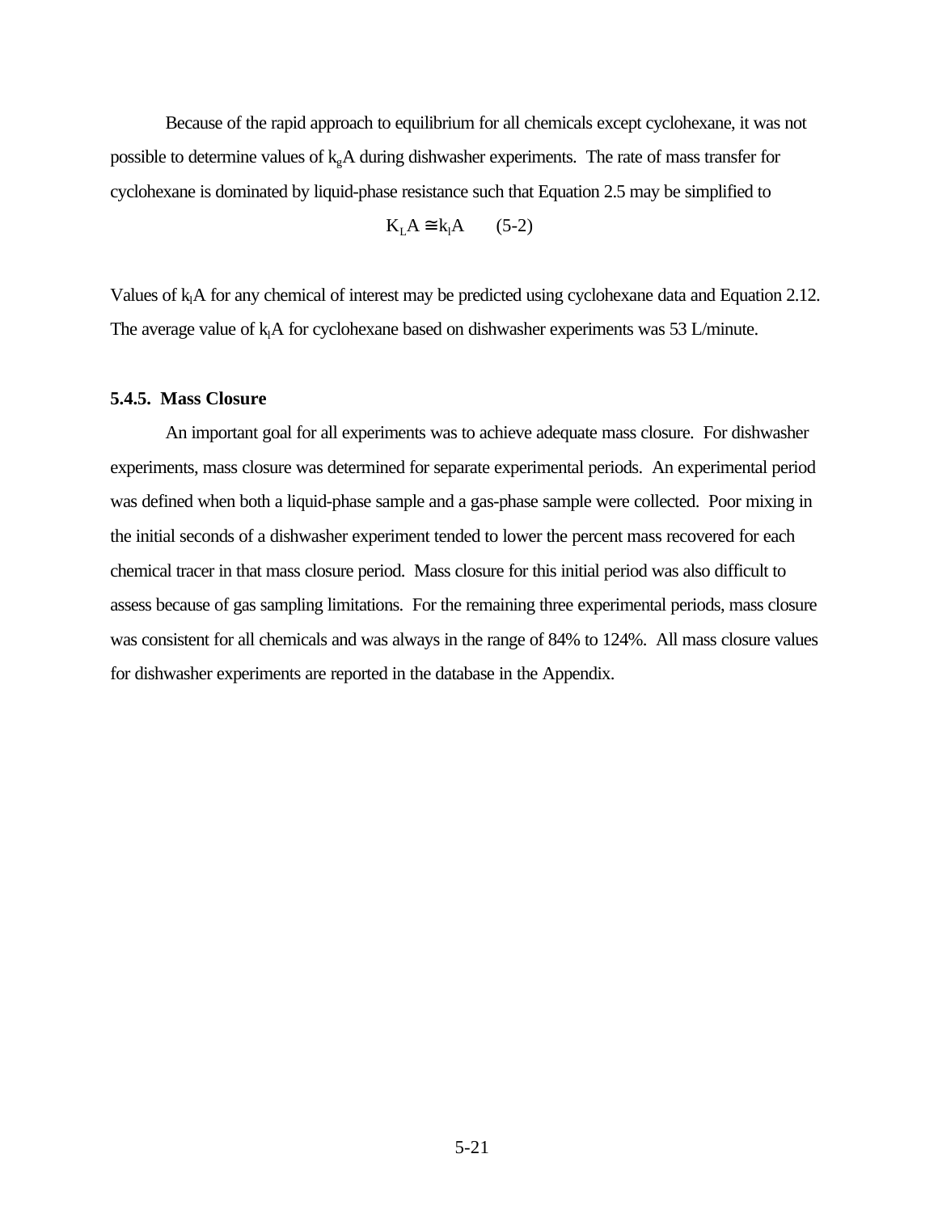Because of the rapid approach to equilibrium for all chemicals except cyclohexane, it was not possible to determine values of $k_gA$ during dishwasher experiments. The rate of mass transfer for cyclohexane is dominated by liquid-phase resistance such that Equation 2.5 may be simplified to

$$K_LA \cong k_lA \qquad (5\text{-}2)$$

Values of $k_lA$ for any chemical of interest may be predicted using cyclohexane data and Equation 2.12. The average value of $k_lA$ for cyclohexane based on dishwasher experiments was 53 L/minute.

### 5.4.5. Mass Closure

An important goal for all experiments was to achieve adequate mass closure. For dishwasher experiments, mass closure was determined for separate experimental periods. An experimental period was defined when both a liquid-phase sample and a gas-phase sample were collected. Poor mixing in the initial seconds of a dishwasher experiment tended to lower the percent mass recovered for each chemical tracer in that mass closure period. Mass closure for this initial period was also difficult to assess because of gas sampling limitations. For the remaining three experimental periods, mass closure was consistent for all chemicals and was always in the range of 84% to 124%. All mass closure values for dishwasher experiments are reported in the database in the Appendix.